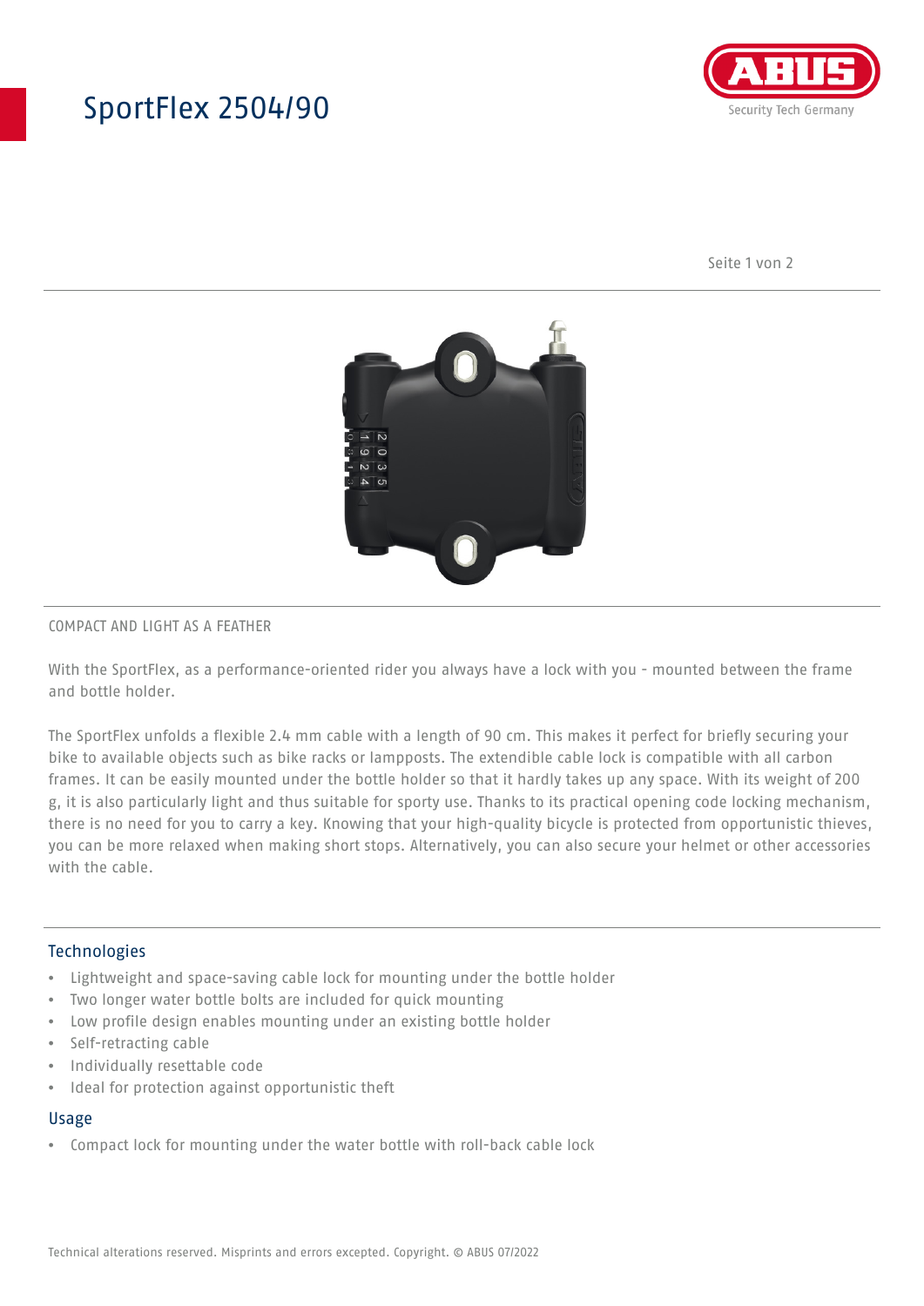# SportFlex 2504/90

COMPACT AND LIGHT AS A FEATHER

With the SportFlex, as a performance-oriented rider you always have a lock with you - mounted between the frame and bottle holder.

The SportFlex unfolds a flexible 2.4 mm cable with a length of 90 cm. This makes it perfect for briefly securing your bike to available objects such as bike racks or lampposts. The extendible cable lock is compatible with all carbon frames. It can be easily mounted under the bottle holder so that it hardly takes up any space. With its weight of 200 g, it is also particularly light and thus suitable for sporty use. Thanks to its practical opening code locking mechanism, there is no need for you to carry a key. Knowing that your high-quality bicycle is protected from opportunistic thieves, you can be more relaxed when making short stops. Alternatively, you can also secure your helmet or other accessories with the cable.

## Technologies

- Lightweight and space-saving cable lock for mounting under the bottle holder
- Two longer water bottle bolts are included for quick mounting
- Low profile design enables mounting under an existing bottle holder
- Self-retracting cable
- Individually resettable code
- Ideal for protection against opportunistic theft

## Usage

- Compact lock for mounting under the water bottle with roll-back cable lock

Technical alterations reserved. Misprints and errors excepted. Copyright. © ABUS 07/2022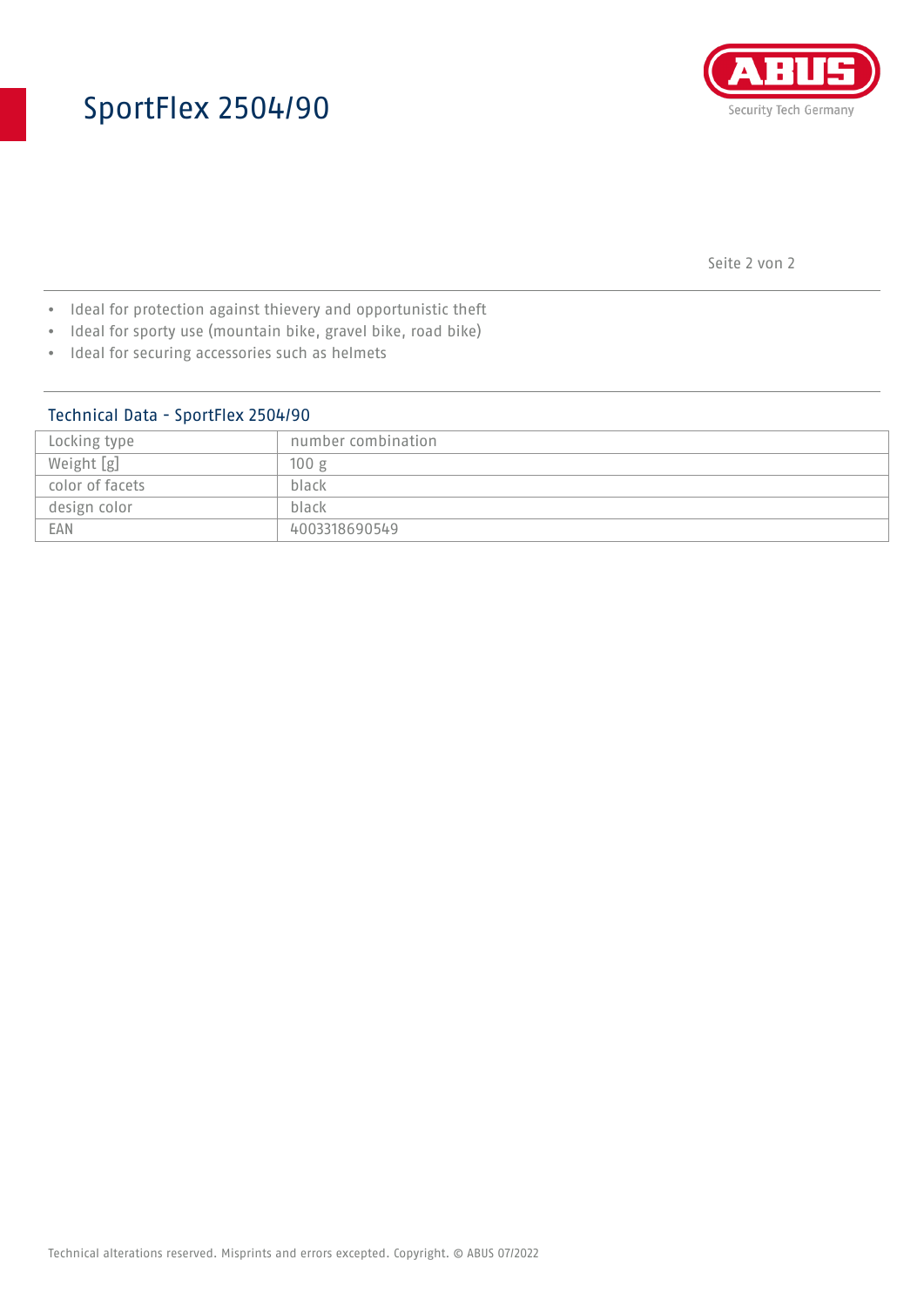# SportFlex 2504/90

- Ideal for protection against thievery and opportunistic theft
- Ideal for sporty use (mountain bike, gravel bike, road bike)
- Ideal for securing accessories such as helmets

## Technical Data - SportFlex 2504/90

| | |
|---|---|
| Locking type | number combination |
| Weight [g] | 100 g |
| color of facets | black |
| design color | black |
| EAN | 4003318690549 |

Technical alterations reserved. Misprints and errors excepted. Copyright. © ABUS 07/2022